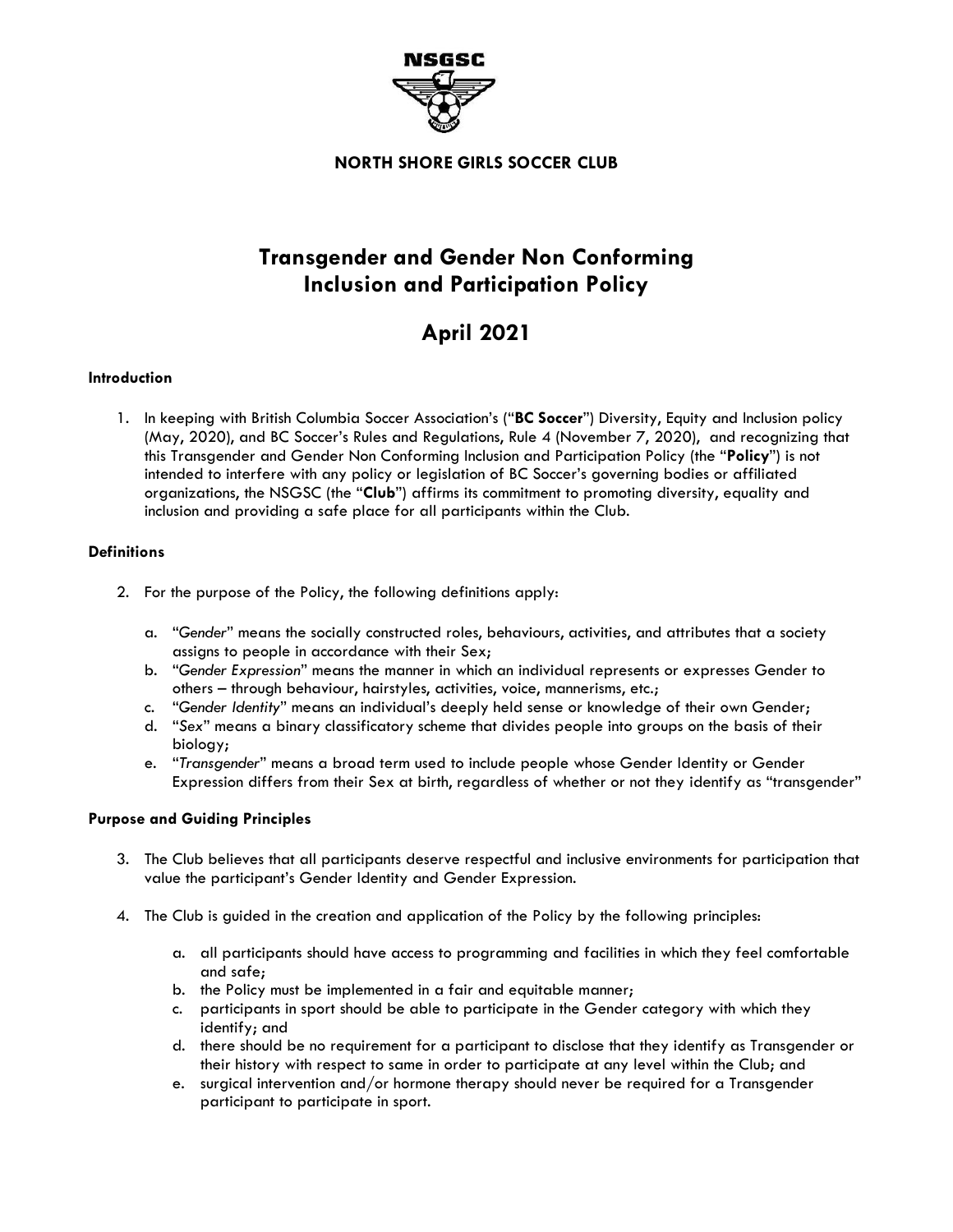**NORTH SHORE GIRLS SOCCER CLUB**

# Transgender and Gender Non Conforming Inclusion and Participation Policy

# April 2021

### Introduction

1. In keeping with British Columbia Soccer Association's ("**BC Soccer**") Diversity, Equity and Inclusion policy (May, 2020), and BC Soccer's Rules and Regulations, Rule 4 (November 7, 2020), and recognizing that this Transgender and Gender Non Conforming Inclusion and Participation Policy (the "**Policy**") is not intended to interfere with any policy or legislation of BC Soccer's governing bodies or affiliated organizations, the NSGSC (the "**Club**") affirms its commitment to promoting diversity, equality and inclusion and providing a safe place for all participants within the Club.

### Definitions

2. For the purpose of the Policy, the following definitions apply:

   a. "*Gender*" means the socially constructed roles, behaviours, activities, and attributes that a society assigns to people in accordance with their Sex;
   b. "*Gender Expression*" means the manner in which an individual represents or expresses Gender to others – through behaviour, hairstyles, activities, voice, mannerisms, etc.;
   c. "*Gender Identity*" means an individual's deeply held sense or knowledge of their own Gender;
   d. "*Sex*" means a binary classificatory scheme that divides people into groups on the basis of their biology;
   e. "*Transgender*" means a broad term used to include people whose Gender Identity or Gender Expression differs from their Sex at birth, regardless of whether or not they identify as "transgender"

### Purpose and Guiding Principles

3. The Club believes that all participants deserve respectful and inclusive environments for participation that value the participant's Gender Identity and Gender Expression.

4. The Club is guided in the creation and application of the Policy by the following principles:

   a. all participants should have access to programming and facilities in which they feel comfortable and safe;
   b. the Policy must be implemented in a fair and equitable manner;
   c. participants in sport should be able to participate in the Gender category with which they identify; and
   d. there should be no requirement for a participant to disclose that they identify as Transgender or their history with respect to same in order to participate at any level within the Club; and
   e. surgical intervention and/or hormone therapy should never be required for a Transgender participant to participate in sport.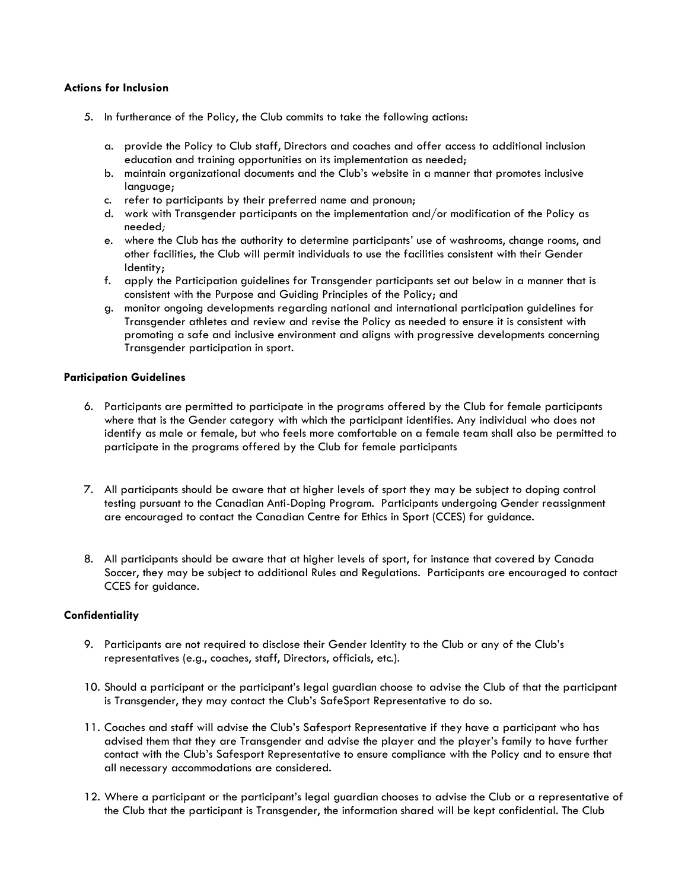**Actions for Inclusion**

5. In furtherance of the Policy, the Club commits to take the following actions:

    a. provide the Policy to Club staff, Directors and coaches and offer access to additional inclusion education and training opportunities on its implementation as needed;
    b. maintain organizational documents and the Club's website in a manner that promotes inclusive language;
    c. refer to participants by their preferred name and pronoun;
    d. work with Transgender participants on the implementation and/or modification of the Policy as needed;
    e. where the Club has the authority to determine participants' use of washrooms, change rooms, and other facilities, the Club will permit individuals to use the facilities consistent with their Gender Identity;
    f. apply the Participation guidelines for Transgender participants set out below in a manner that is consistent with the Purpose and Guiding Principles of the Policy; and
    g. monitor ongoing developments regarding national and international participation guidelines for Transgender athletes and review and revise the Policy as needed to ensure it is consistent with promoting a safe and inclusive environment and aligns with progressive developments concerning Transgender participation in sport.

**Participation Guidelines**

6. Participants are permitted to participate in the programs offered by the Club for female participants where that is the Gender category with which the participant identifies. Any individual who does not identify as male or female, but who feels more comfortable on a female team shall also be permitted to participate in the programs offered by the Club for female participants

7. All participants should be aware that at higher levels of sport they may be subject to doping control testing pursuant to the Canadian Anti-Doping Program. Participants undergoing Gender reassignment are encouraged to contact the Canadian Centre for Ethics in Sport (CCES) for guidance.

8. All participants should be aware that at higher levels of sport, for instance that covered by Canada Soccer, they may be subject to additional Rules and Regulations. Participants are encouraged to contact CCES for guidance.

**Confidentiality**

9. Participants are not required to disclose their Gender Identity to the Club or any of the Club's representatives (e.g., coaches, staff, Directors, officials, etc.).

10. Should a participant or the participant's legal guardian choose to advise the Club of that the participant is Transgender, they may contact the Club's SafeSport Representative to do so.

11. Coaches and staff will advise the Club's Safesport Representative if they have a participant who has advised them that they are Transgender and advise the player and the player's family to have further contact with the Club's Safesport Representative to ensure compliance with the Policy and to ensure that all necessary accommodations are considered.

12. Where a participant or the participant's legal guardian chooses to advise the Club or a representative of the Club that the participant is Transgender, the information shared will be kept confidential. The Club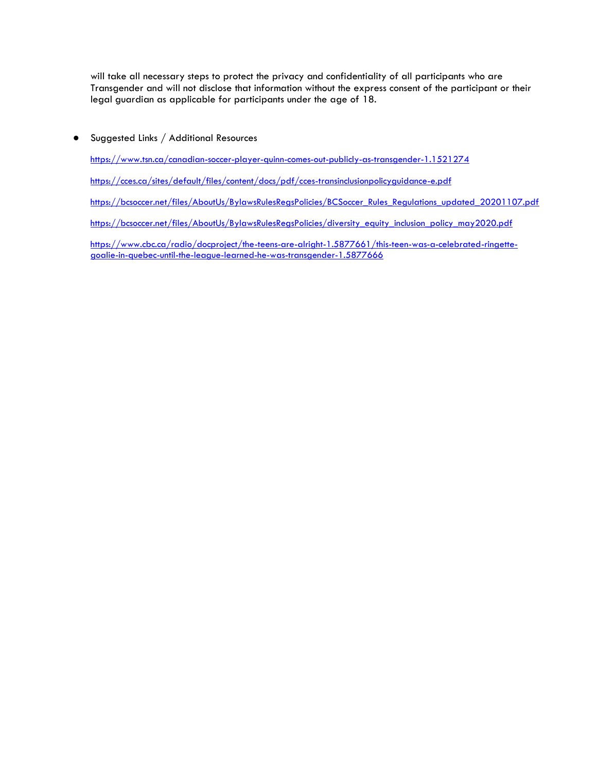will take all necessary steps to protect the privacy and confidentiality of all participants who are Transgender and will not disclose that information without the express consent of the participant or their legal guardian as applicable for participants under the age of 18.

- Suggested Links / Additional Resources

  https://www.tsn.ca/canadian-soccer-player-quinn-comes-out-publicly-as-transgender-1.1521274

  https://cces.ca/sites/default/files/content/docs/pdf/cces-transinclusionpolicyguidance-e.pdf

  https://bcsoccer.net/files/AboutUs/BylawsRulesRegsPolicies/BCSoccer_Rules_Regulations_updated_20201107.pdf

  https://bcsoccer.net/files/AboutUs/BylawsRulesRegsPolicies/diversity_equity_inclusion_policy_may2020.pdf

  https://www.cbc.ca/radio/docproject/the-teens-are-alright-1.5877661/this-teen-was-a-celebrated-ringette-goalie-in-quebec-until-the-league-learned-he-was-transgender-1.5877666